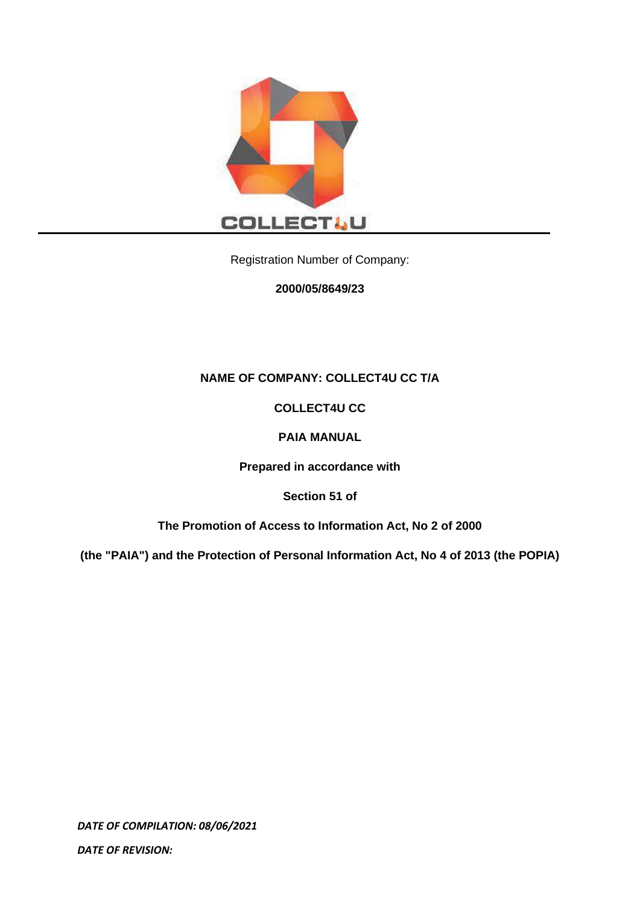COLLECT4U

Registration Number of Company:

**2000/05/8649/23**

**NAME OF COMPANY: COLLECT4U CC T/A**

**COLLECT4U CC**

**PAIA MANUAL**

**Prepared in accordance with**

**Section 51 of**

**The Promotion of Access to Information Act, No 2 of 2000**

**(the "PAIA") and the Protection of Personal Information Act, No 4 of 2013 (the POPIA)**

***DATE OF COMPILATION: 08/06/2021***

***DATE OF REVISION:***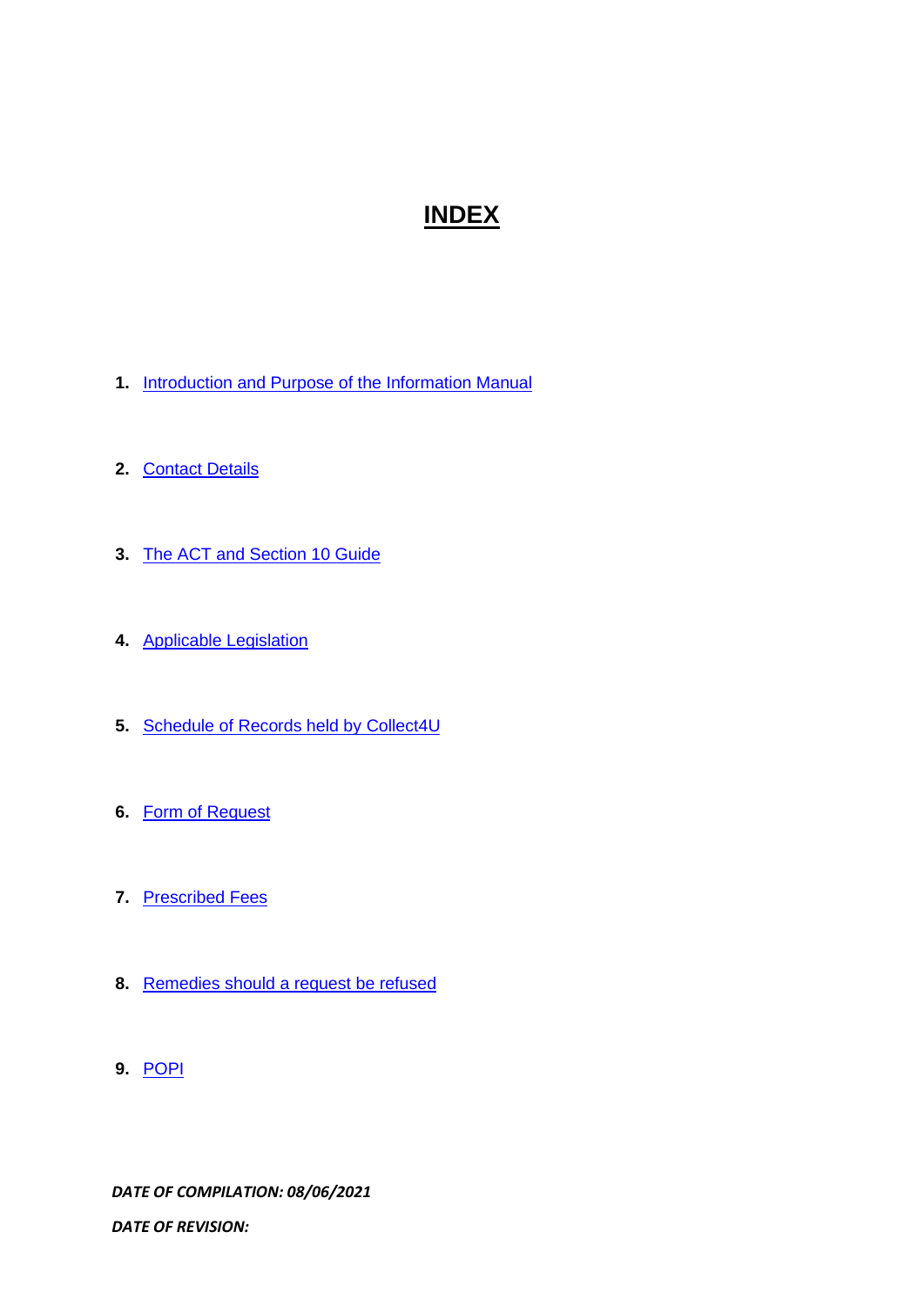# INDEX

1. Introduction and Purpose of the Information Manual

2. Contact Details

3. The ACT and Section 10 Guide

4. Applicable Legislation

5. Schedule of Records held by Collect4U

6. Form of Request

7. Prescribed Fees

8. Remedies should a request be refused

9. POPI

***DATE OF COMPILATION: 08/06/2021***

***DATE OF REVISION:***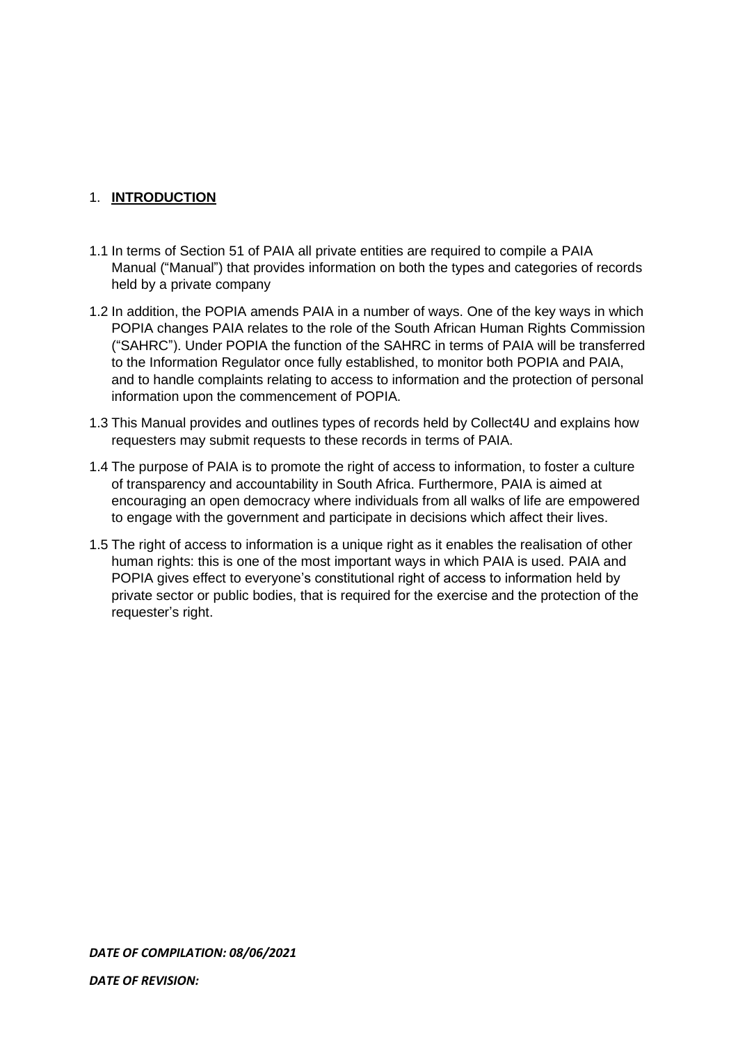## 1. **INTRODUCTION**

1.1 In terms of Section 51 of PAIA all private entities are required to compile a PAIA Manual ("Manual") that provides information on both the types and categories of records held by a private company

1.2 In addition, the POPIA amends PAIA in a number of ways. One of the key ways in which POPIA changes PAIA relates to the role of the South African Human Rights Commission ("SAHRC"). Under POPIA the function of the SAHRC in terms of PAIA will be transferred to the Information Regulator once fully established, to monitor both POPIA and PAIA, and to handle complaints relating to access to information and the protection of personal information upon the commencement of POPIA.

1.3 This Manual provides and outlines types of records held by Collect4U and explains how requesters may submit requests to these records in terms of PAIA.

1.4 The purpose of PAIA is to promote the right of access to information, to foster a culture of transparency and accountability in South Africa. Furthermore, PAIA is aimed at encouraging an open democracy where individuals from all walks of life are empowered to engage with the government and participate in decisions which affect their lives.

1.5 The right of access to information is a unique right as it enables the realisation of other human rights: this is one of the most important ways in which PAIA is used. PAIA and POPIA gives effect to everyone's constitutional right of access to information held by private sector or public bodies, that is required for the exercise and the protection of the requester's right.

***DATE OF COMPILATION: 08/06/2021***

***DATE OF REVISION:***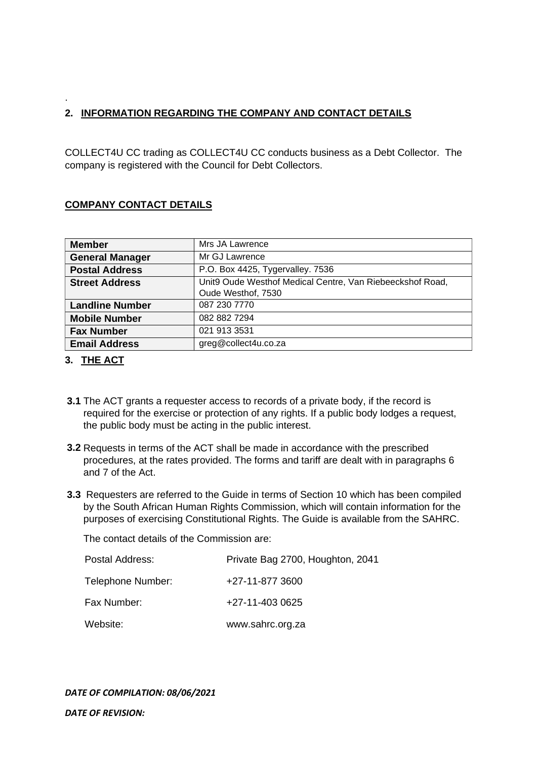.

## 2. INFORMATION REGARDING THE COMPANY AND CONTACT DETAILS

COLLECT4U CC trading as COLLECT4U CC conducts business as a Debt Collector. The company is registered with the Council for Debt Collectors.

### COMPANY CONTACT DETAILS

| | |
|---|---|
| **Member** | Mrs JA Lawrence |
| **General Manager** | Mr GJ Lawrence |
| **Postal Address** | P.O. Box 4425, Tygervalley. 7536 |
| **Street Address** | Unit9 Oude Westhof Medical Centre, Van Riebeeckshof Road, Oude Westhof, 7530 |
| **Landline Number** | 087 230 7770 |
| **Mobile Number** | 082 882 7294 |
| **Fax Number** | 021 913 3531 |
| **Email Address** | greg@collect4u.co.za |

## 3. THE ACT

**3.1** The ACT grants a requester access to records of a private body, if the record is required for the exercise or protection of any rights. If a public body lodges a request, the public body must be acting in the public interest.

**3.2** Requests in terms of the ACT shall be made in accordance with the prescribed procedures, at the rates provided. The forms and tariff are dealt with in paragraphs 6 and 7 of the Act.

**3.3** Requesters are referred to the Guide in terms of Section 10 which has been compiled by the South African Human Rights Commission, which will contain information for the purposes of exercising Constitutional Rights. The Guide is available from the SAHRC.

The contact details of the Commission are:

| | |
|---|---|
| Postal Address: | Private Bag 2700, Houghton, 2041 |
| Telephone Number: | +27-11-877 3600 |
| Fax Number: | +27-11-403 0625 |
| Website: | www.sahrc.org.za |

***DATE OF COMPILATION: 08/06/2021***

***DATE OF REVISION:***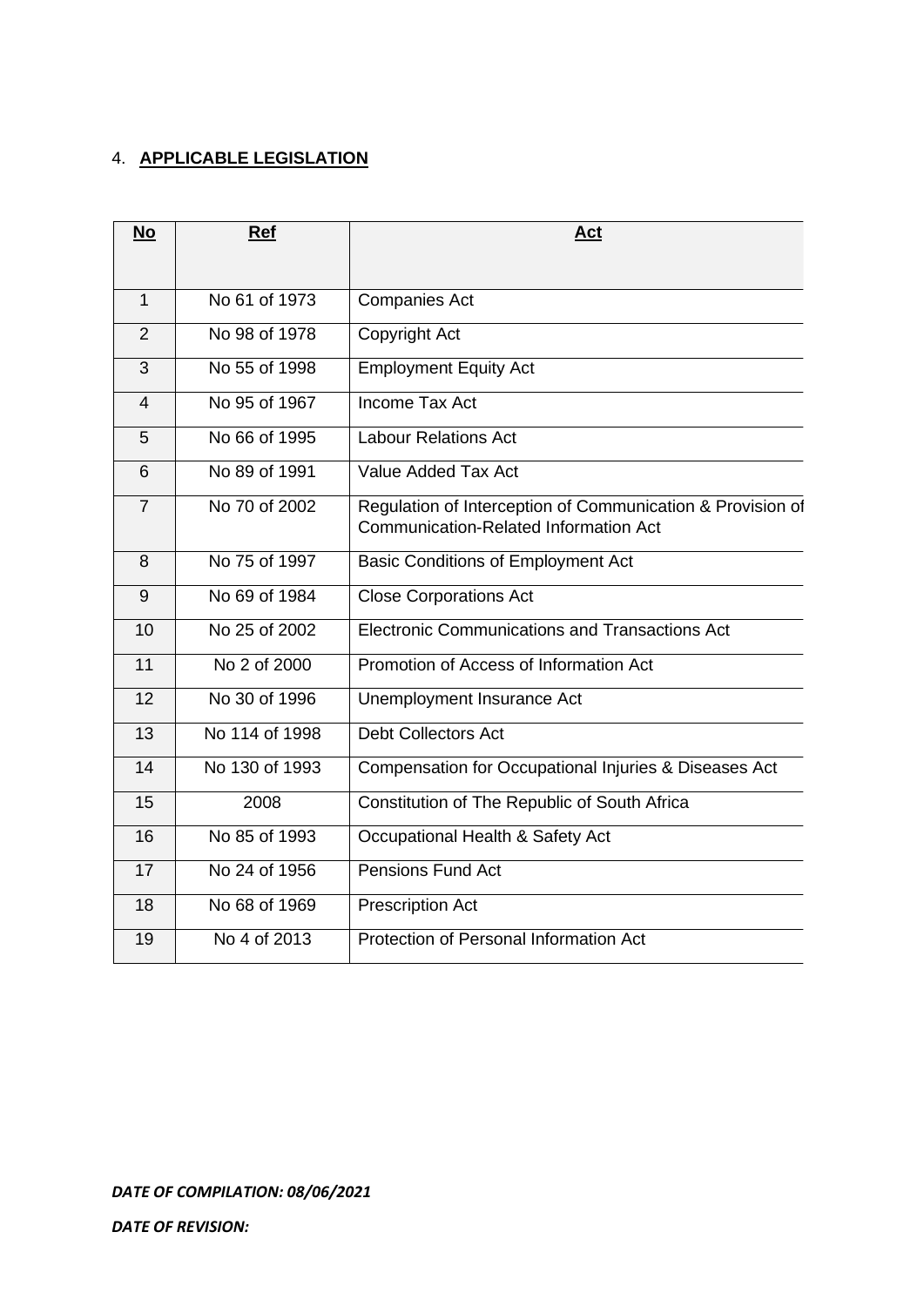4. **APPLICABLE LEGISLATION**

| No | Ref | Act |
|---|---|---|
| 1 | No 61 of 1973 | Companies Act |
| 2 | No 98 of 1978 | Copyright Act |
| 3 | No 55 of 1998 | Employment Equity Act |
| 4 | No 95 of 1967 | Income Tax Act |
| 5 | No 66 of 1995 | Labour Relations Act |
| 6 | No 89 of 1991 | Value Added Tax Act |
| 7 | No 70 of 2002 | Regulation of Interception of Communication & Provision of Communication-Related Information Act |
| 8 | No 75 of 1997 | Basic Conditions of Employment Act |
| 9 | No 69 of 1984 | Close Corporations Act |
| 10 | No 25 of 2002 | Electronic Communications and Transactions Act |
| 11 | No 2 of 2000 | Promotion of Access of Information Act |
| 12 | No 30 of 1996 | Unemployment Insurance Act |
| 13 | No 114 of 1998 | Debt Collectors Act |
| 14 | No 130 of 1993 | Compensation for Occupational Injuries & Diseases Act |
| 15 | 2008 | Constitution of The Republic of South Africa |
| 16 | No 85 of 1993 | Occupational Health & Safety Act |
| 17 | No 24 of 1956 | Pensions Fund Act |
| 18 | No 68 of 1969 | Prescription Act |
| 19 | No 4 of 2013 | Protection of Personal Information Act |

***DATE OF COMPILATION: 08/06/2021***

***DATE OF REVISION:***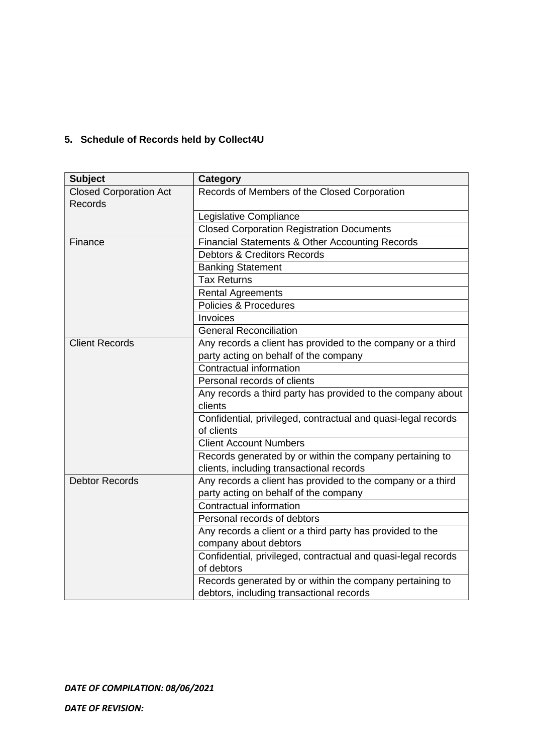## 5. Schedule of Records held by Collect4U

| Subject | Category |
|---|---|
| Closed Corporation Act Records | Records of Members of the Closed Corporation |
| | Legislative Compliance |
| | Closed Corporation Registration Documents |
| Finance | Financial Statements & Other Accounting Records |
| | Debtors & Creditors Records |
| | Banking Statement |
| | Tax Returns |
| | Rental Agreements |
| | Policies & Procedures |
| | Invoices |
| | General Reconciliation |
| Client Records | Any records a client has provided to the company or a third party acting on behalf of the company |
| | Contractual information |
| | Personal records of clients |
| | Any records a third party has provided to the company about clients |
| | Confidential, privileged, contractual and quasi-legal records of clients |
| | Client Account Numbers |
| | Records generated by or within the company pertaining to clients, including transactional records |
| Debtor Records | Any records a client has provided to the company or a third party acting on behalf of the company |
| | Contractual information |
| | Personal records of debtors |
| | Any records a client or a third party has provided to the company about debtors |
| | Confidential, privileged, contractual and quasi-legal records of debtors |
| | Records generated by or within the company pertaining to debtors, including transactional records |

***DATE OF COMPILATION: 08/06/2021***

***DATE OF REVISION:***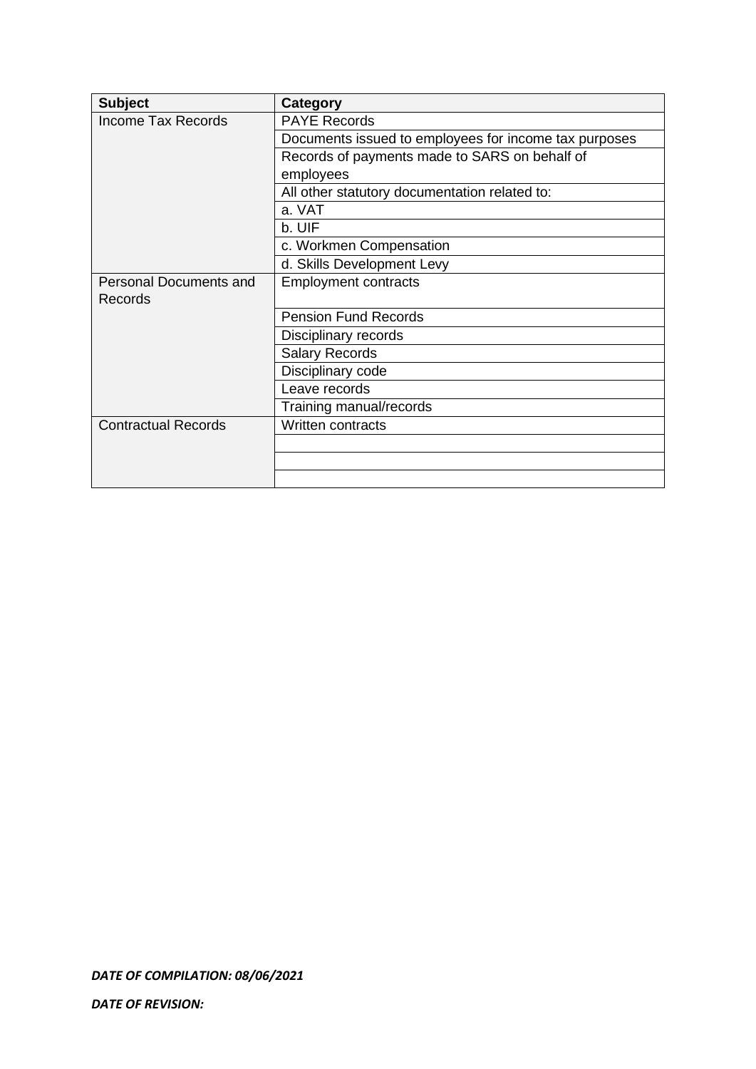| Subject | Category |
| --- | --- |
| Income Tax Records | PAYE Records |
| | Documents issued to employees for income tax purposes |
| | Records of payments made to SARS on behalf of employees |
| | All other statutory documentation related to: |
| | a. VAT |
| | b. UIF |
| | c. Workmen Compensation |
| | d. Skills Development Levy |
| Personal Documents and Records | Employment contracts |
| | Pension Fund Records |
| | Disciplinary records |
| | Salary Records |
| | Disciplinary code |
| | Leave records |
| | Training manual/records |
| Contractual Records | Written contracts |
| | |
| | |
| | |

***DATE OF COMPILATION: 08/06/2021***

***DATE OF REVISION:***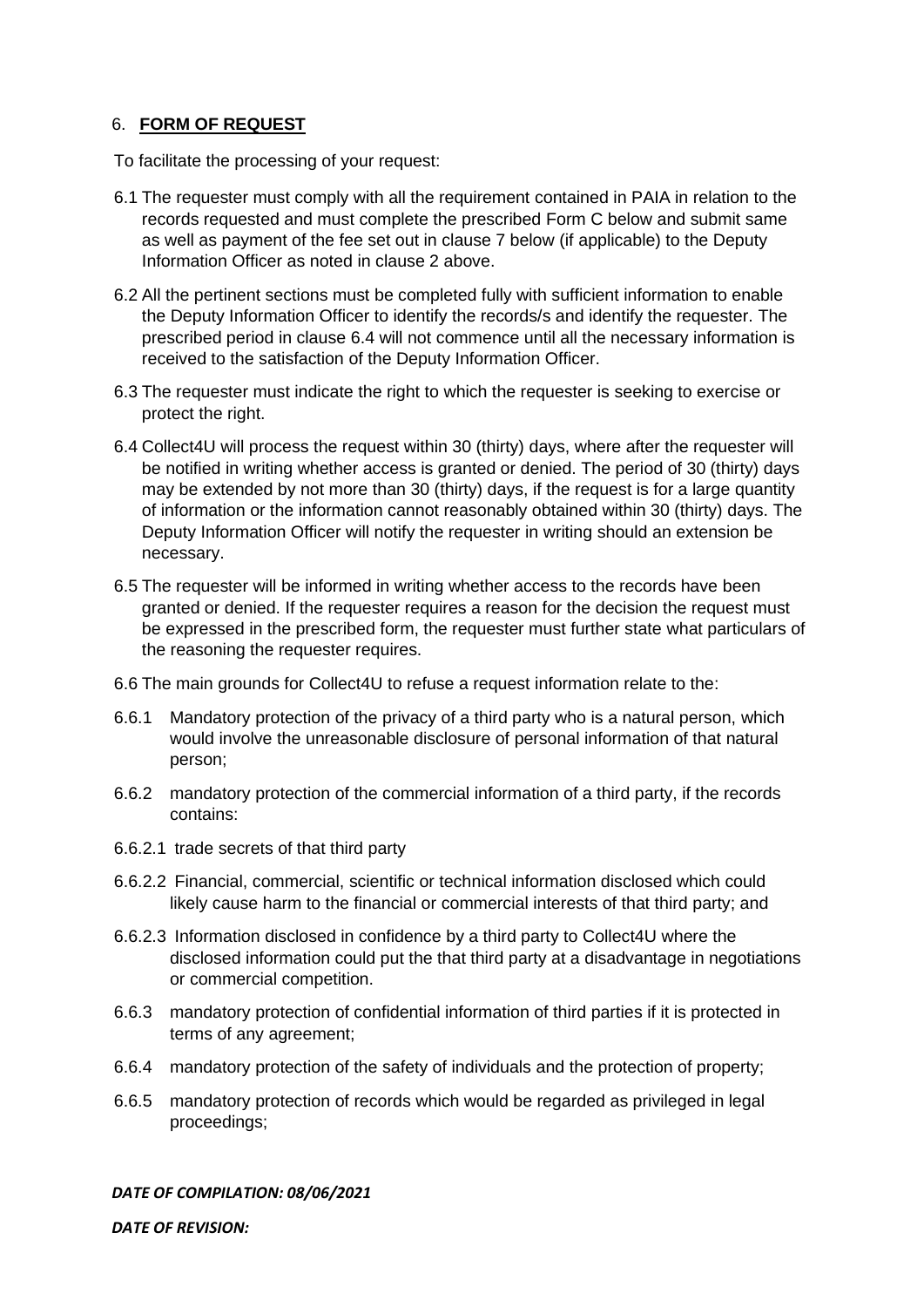## 6. **FORM OF REQUEST**

To facilitate the processing of your request:

6.1 The requester must comply with all the requirement contained in PAIA in relation to the records requested and must complete the prescribed Form C below and submit same as well as payment of the fee set out in clause 7 below (if applicable) to the Deputy Information Officer as noted in clause 2 above.

6.2 All the pertinent sections must be completed fully with sufficient information to enable the Deputy Information Officer to identify the records/s and identify the requester. The prescribed period in clause 6.4 will not commence until all the necessary information is received to the satisfaction of the Deputy Information Officer.

6.3 The requester must indicate the right to which the requester is seeking to exercise or protect the right.

6.4 Collect4U will process the request within 30 (thirty) days, where after the requester will be notified in writing whether access is granted or denied. The period of 30 (thirty) days may be extended by not more than 30 (thirty) days, if the request is for a large quantity of information or the information cannot reasonably obtained within 30 (thirty) days. The Deputy Information Officer will notify the requester in writing should an extension be necessary.

6.5 The requester will be informed in writing whether access to the records have been granted or denied. If the requester requires a reason for the decision the request must be expressed in the prescribed form, the requester must further state what particulars of the reasoning the requester requires.

6.6 The main grounds for Collect4U to refuse a request information relate to the:

6.6.1 Mandatory protection of the privacy of a third party who is a natural person, which would involve the unreasonable disclosure of personal information of that natural person;

6.6.2 mandatory protection of the commercial information of a third party, if the records contains:

6.6.2.1 trade secrets of that third party

6.6.2.2 Financial, commercial, scientific or technical information disclosed which could likely cause harm to the financial or commercial interests of that third party; and

6.6.2.3 Information disclosed in confidence by a third party to Collect4U where the disclosed information could put the that third party at a disadvantage in negotiations or commercial competition.

6.6.3 mandatory protection of confidential information of third parties if it is protected in terms of any agreement;

6.6.4 mandatory protection of the safety of individuals and the protection of property;

6.6.5 mandatory protection of records which would be regarded as privileged in legal proceedings;

***DATE OF COMPILATION: 08/06/2021***

***DATE OF REVISION:***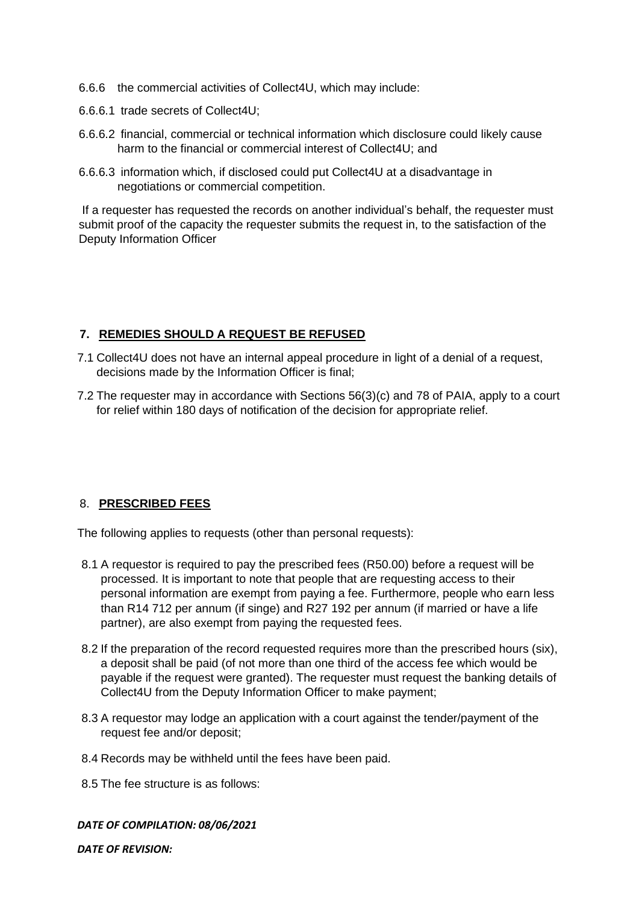6.6.6 the commercial activities of Collect4U, which may include:

6.6.6.1 trade secrets of Collect4U;

6.6.6.2 financial, commercial or technical information which disclosure could likely cause harm to the financial or commercial interest of Collect4U; and

6.6.6.3 information which, if disclosed could put Collect4U at a disadvantage in negotiations or commercial competition.

If a requester has requested the records on another individual's behalf, the requester must submit proof of the capacity the requester submits the request in, to the satisfaction of the Deputy Information Officer

## 7. REMEDIES SHOULD A REQUEST BE REFUSED

7.1 Collect4U does not have an internal appeal procedure in light of a denial of a request, decisions made by the Information Officer is final;

7.2 The requester may in accordance with Sections 56(3)(c) and 78 of PAIA, apply to a court for relief within 180 days of notification of the decision for appropriate relief.

## 8. PRESCRIBED FEES

The following applies to requests (other than personal requests):

8.1 A requestor is required to pay the prescribed fees (R50.00) before a request will be processed. It is important to note that people that are requesting access to their personal information are exempt from paying a fee. Furthermore, people who earn less than R14 712 per annum (if singe) and R27 192 per annum (if married or have a life partner), are also exempt from paying the requested fees.

8.2 If the preparation of the record requested requires more than the prescribed hours (six), a deposit shall be paid (of not more than one third of the access fee which would be payable if the request were granted). The requester must request the banking details of Collect4U from the Deputy Information Officer to make payment;

8.3 A requestor may lodge an application with a court against the tender/payment of the request fee and/or deposit;

8.4 Records may be withheld until the fees have been paid.

8.5 The fee structure is as follows:

***DATE OF COMPILATION: 08/06/2021***

***DATE OF REVISION:***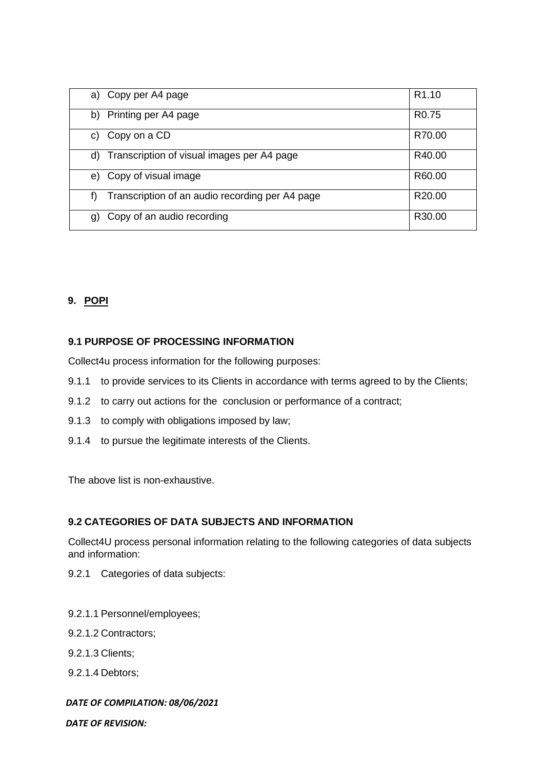| a) Copy per A4 page | R1.10 |
|---|---|
| b) Printing per A4 page | R0.75 |
| c) Copy on a CD | R70.00 |
| d) Transcription of visual images per A4 page | R40.00 |
| e) Copy of visual image | R60.00 |
| f) Transcription of an audio recording per A4 page | R20.00 |
| g) Copy of an audio recording | R30.00 |

## 9. POPI

### 9.1 PURPOSE OF PROCESSING INFORMATION

Collect4u process information for the following purposes:

9.1.1 to provide services to its Clients in accordance with terms agreed to by the Clients;

9.1.2 to carry out actions for the conclusion or performance of a contract;

9.1.3 to comply with obligations imposed by law;

9.1.4 to pursue the legitimate interests of the Clients.

The above list is non-exhaustive.

### 9.2 CATEGORIES OF DATA SUBJECTS AND INFORMATION

Collect4U process personal information relating to the following categories of data subjects and information:

9.2.1 Categories of data subjects:

9.2.1.1 Personnel/employees;

9.2.1.2 Contractors;

9.2.1.3 Clients;

9.2.1.4 Debtors;

*DATE OF COMPILATION: 08/06/2021*

*DATE OF REVISION:*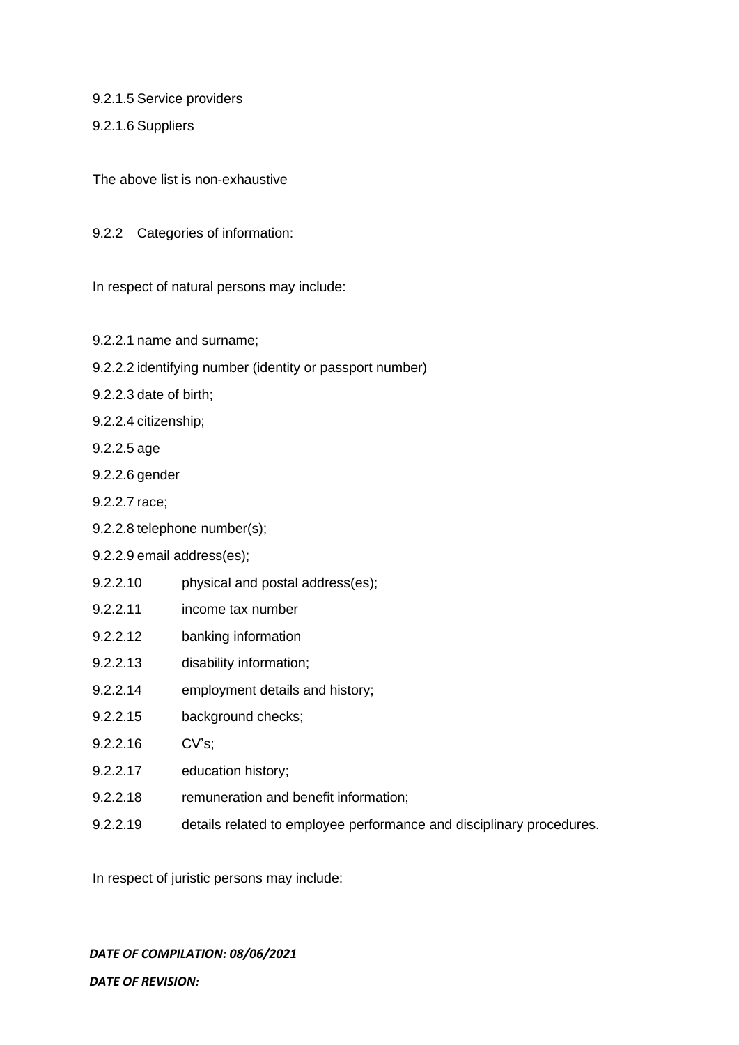9.2.1.5 Service providers

9.2.1.6 Suppliers

The above list is non-exhaustive

9.2.2 Categories of information:

In respect of natural persons may include:

9.2.2.1 name and surname;

9.2.2.2 identifying number (identity or passport number)

9.2.2.3 date of birth;

9.2.2.4 citizenship;

9.2.2.5 age

9.2.2.6 gender

9.2.2.7 race;

9.2.2.8 telephone number(s);

9.2.2.9 email address(es);

9.2.2.10 physical and postal address(es);

9.2.2.11 income tax number

9.2.2.12 banking information

9.2.2.13 disability information;

9.2.2.14 employment details and history;

9.2.2.15 background checks;

9.2.2.16 CV's;

9.2.2.17 education history;

9.2.2.18 remuneration and benefit information;

9.2.2.19 details related to employee performance and disciplinary procedures.

In respect of juristic persons may include:

***DATE OF COMPILATION: 08/06/2021***

***DATE OF REVISION:***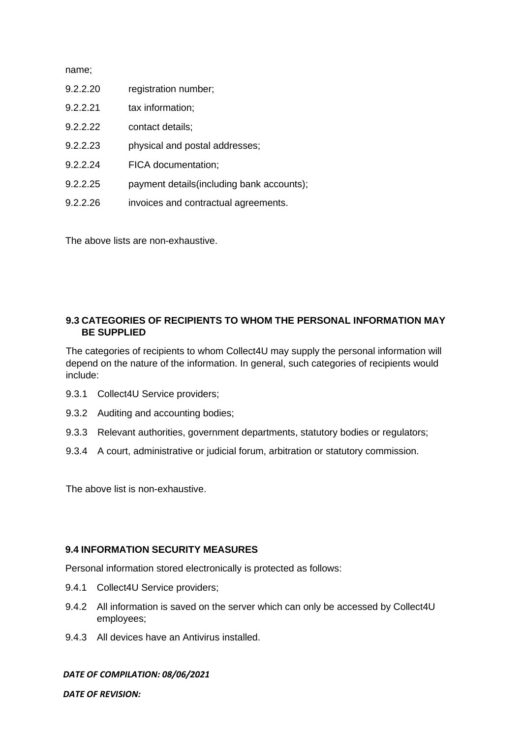name;

9.2.2.20 registration number;

9.2.2.21 tax information;

9.2.2.22 contact details;

9.2.2.23 physical and postal addresses;

9.2.2.24 FICA documentation;

9.2.2.25 payment details(including bank accounts);

9.2.2.26 invoices and contractual agreements.

The above lists are non-exhaustive.

### 9.3 CATEGORIES OF RECIPIENTS TO WHOM THE PERSONAL INFORMATION MAY BE SUPPLIED

The categories of recipients to whom Collect4U may supply the personal information will depend on the nature of the information. In general, such categories of recipients would include:

9.3.1 Collect4U Service providers;

9.3.2 Auditing and accounting bodies;

9.3.3 Relevant authorities, government departments, statutory bodies or regulators;

9.3.4 A court, administrative or judicial forum, arbitration or statutory commission.

The above list is non-exhaustive.

### 9.4 INFORMATION SECURITY MEASURES

Personal information stored electronically is protected as follows:

9.4.1 Collect4U Service providers;

9.4.2 All information is saved on the server which can only be accessed by Collect4U employees;

9.4.3 All devices have an Antivirus installed.

***DATE OF COMPILATION: 08/06/2021***

***DATE OF REVISION:***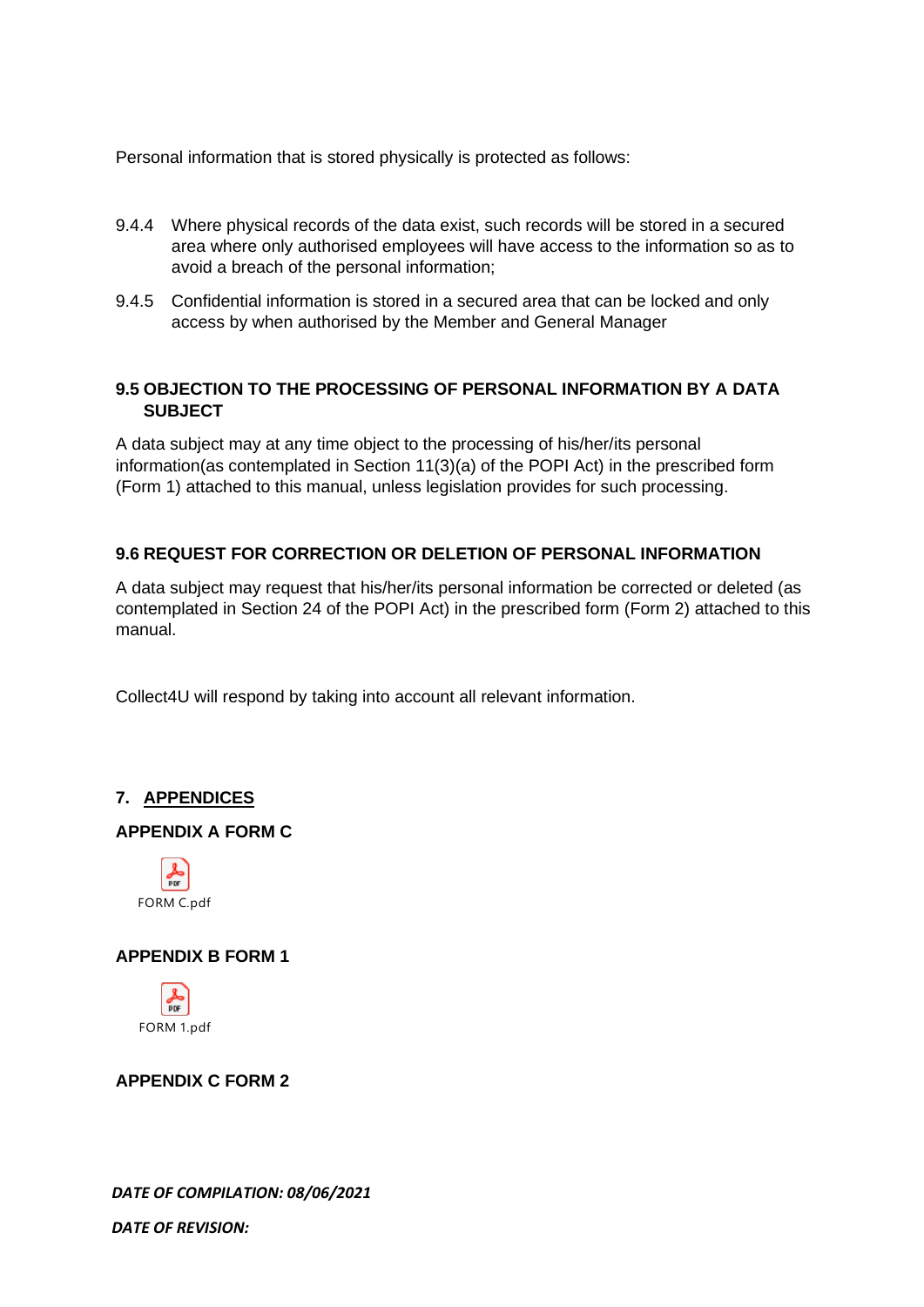Personal information that is stored physically is protected as follows:

9.4.4 Where physical records of the data exist, such records will be stored in a secured area where only authorised employees will have access to the information so as to avoid a breach of the personal information;

9.4.5 Confidential information is stored in a secured area that can be locked and only access by when authorised by the Member and General Manager

### 9.5 OBJECTION TO THE PROCESSING OF PERSONAL INFORMATION BY A DATA SUBJECT

A data subject may at any time object to the processing of his/her/its personal information(as contemplated in Section 11(3)(a) of the POPI Act) in the prescribed form (Form 1) attached to this manual, unless legislation provides for such processing.

### 9.6 REQUEST FOR CORRECTION OR DELETION OF PERSONAL INFORMATION

A data subject may request that his/her/its personal information be corrected or deleted (as contemplated in Section 24 of the POPI Act) in the prescribed form (Form 2) attached to this manual.

Collect4U will respond by taking into account all relevant information.

## 7. APPENDICES

### APPENDIX A FORM C

FORM C.pdf

### APPENDIX B FORM 1

FORM 1.pdf

### APPENDIX C FORM 2

***DATE OF COMPILATION: 08/06/2021***

***DATE OF REVISION:***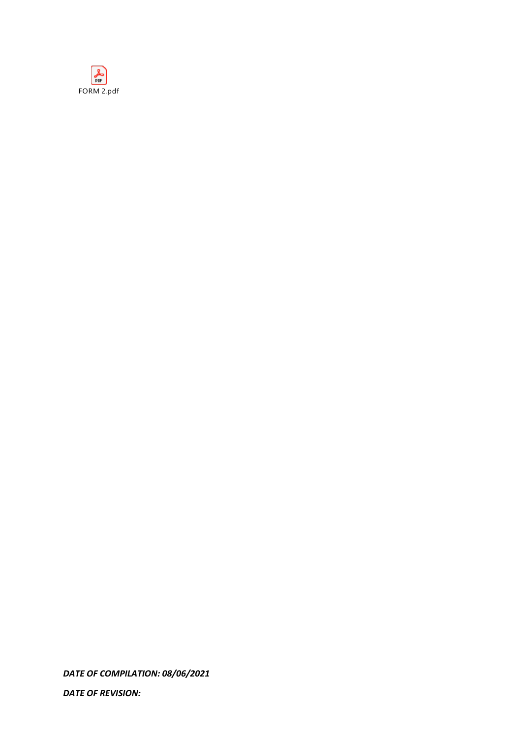FORM 2.pdf

***DATE OF COMPILATION: 08/06/2021***

***DATE OF REVISION:***